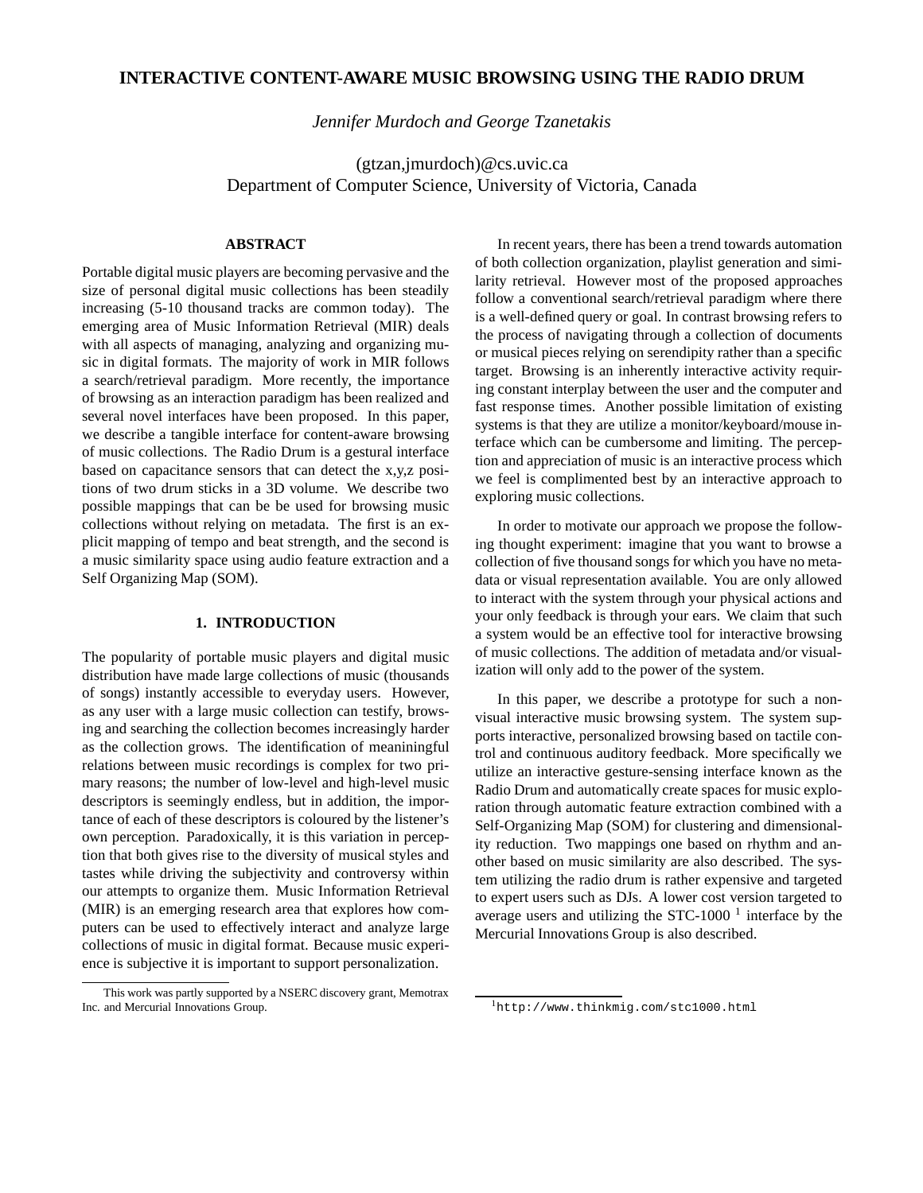# INTERACTIVE CONTENT-AWARE MUSIC BROWSING USING THE RADIO DRUM

*Jennifer Murdoch and George Tzanetakis*

(gtzan,jmurdoch)@cs.uvic.ca
Department of Computer Science, University of Victoria, Canada

## ABSTRACT

Portable digital music players are becoming pervasive and the size of personal digital music collections has been steadily increasing (5-10 thousand tracks are common today). The emerging area of Music Information Retrieval (MIR) deals with all aspects of managing, analyzing and organizing music in digital formats. The majority of work in MIR follows a search/retrieval paradigm. More recently, the importance of browsing as an interaction paradigm has been realized and several novel interfaces have been proposed. In this paper, we describe a tangible interface for content-aware browsing of music collections. The Radio Drum is a gestural interface based on capacitance sensors that can detect the x,y,z positions of two drum sticks in a 3D volume. We describe two possible mappings that can be be used for browsing music collections without relying on metadata. The first is an explicit mapping of tempo and beat strength, and the second is a music similarity space using audio feature extraction and a Self Organizing Map (SOM).

## 1. INTRODUCTION

The popularity of portable music players and digital music distribution have made large collections of music (thousands of songs) instantly accessible to everyday users. However, as any user with a large music collection can testify, browsing and searching the collection becomes increasingly harder as the collection grows. The identification of meaniningful relations between music recordings is complex for two primary reasons; the number of low-level and high-level music descriptors is seemingly endless, but in addition, the importance of each of these descriptors is coloured by the listener's own perception. Paradoxically, it is this variation in perception that both gives rise to the diversity of musical styles and tastes while driving the subjectivity and controversy within our attempts to organize them. Music Information Retrieval (MIR) is an emerging research area that explores how computers can be used to effectively interact and analyze large collections of music in digital format. Because music experience is subjective it is important to support personalization.

In recent years, there has been a trend towards automation of both collection organization, playlist generation and similarity retrieval. However most of the proposed approaches follow a conventional search/retrieval paradigm where there is a well-defined query or goal. In contrast browsing refers to the process of navigating through a collection of documents or musical pieces relying on serendipity rather than a specific target. Browsing is an inherently interactive activity requiring constant interplay between the user and the computer and fast response times. Another possible limitation of existing systems is that they are utilize a monitor/keyboard/mouse interface which can be cumbersome and limiting. The perception and appreciation of music is an interactive process which we feel is complimented best by an interactive approach to exploring music collections.

In order to motivate our approach we propose the following thought experiment: imagine that you want to browse a collection of five thousand songs for which you have no metadata or visual representation available. You are only allowed to interact with the system through your physical actions and your only feedback is through your ears. We claim that such a system would be an effective tool for interactive browsing of music collections. The addition of metadata and/or visualization will only add to the power of the system.

In this paper, we describe a prototype for such a non-visual interactive music browsing system. The system supports interactive, personalized browsing based on tactile control and continuous auditory feedback. More specifically we utilize an interactive gesture-sensing interface known as the Radio Drum and automatically create spaces for music exploration through automatic feature extraction combined with a Self-Organizing Map (SOM) for clustering and dimensionality reduction. Two mappings one based on rhythm and another based on music similarity are also described. The system utilizing the radio drum is rather expensive and targeted to expert users such as DJs. A lower cost version targeted to average users and utilizing the STC-1000 [1] interface by the Mercurial Innovations Group is also described.

This work was partly supported by a NSERC discovery grant, Memotrax Inc. and Mercurial Innovations Group.

[1] http://www.thinkmig.com/stc1000.html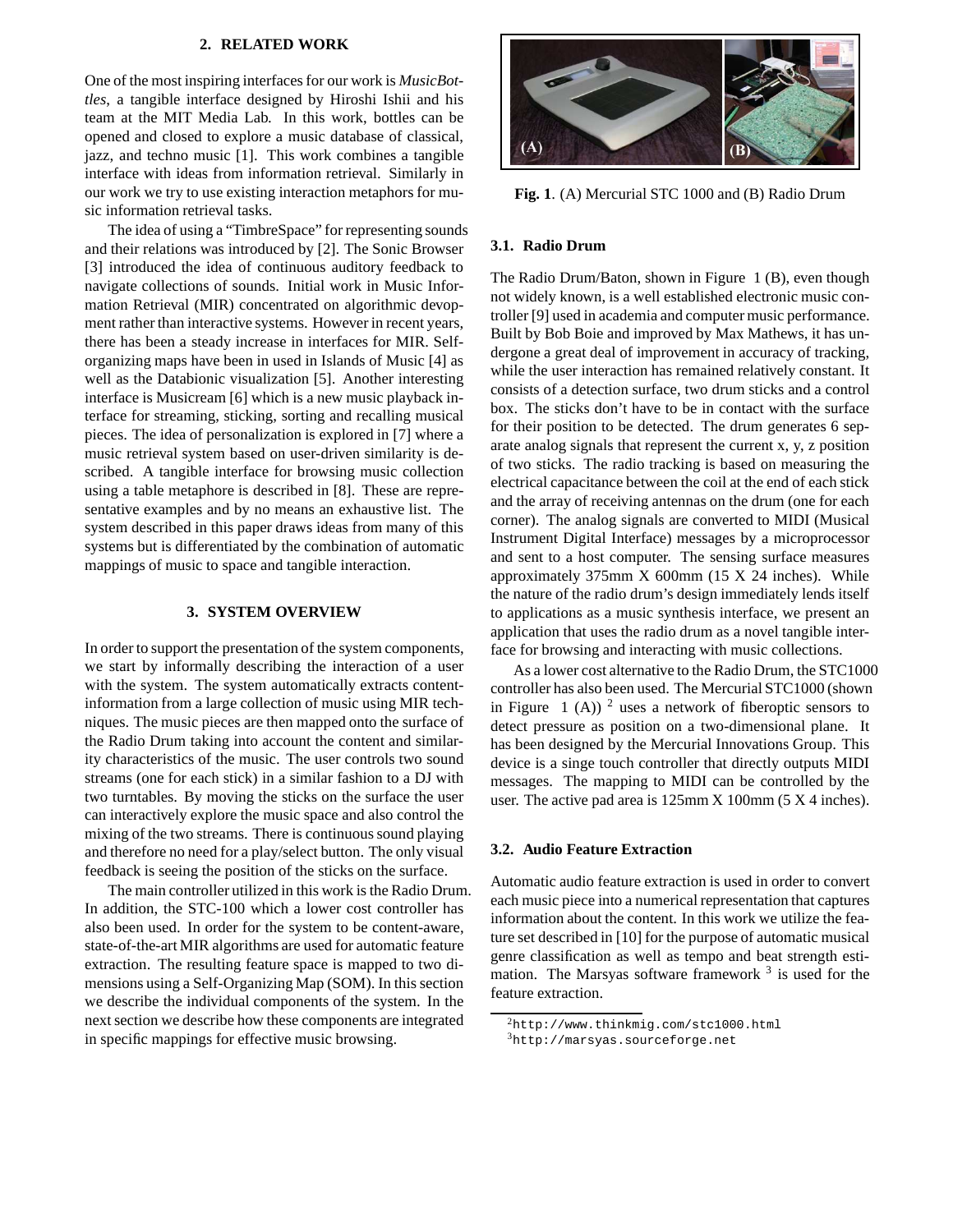## 2. RELATED WORK

One of the most inspiring interfaces for our work is *MusicBottles*, a tangible interface designed by Hiroshi Ishii and his team at the MIT Media Lab. In this work, bottles can be opened and closed to explore a music database of classical, jazz, and techno music [1]. This work combines a tangible interface with ideas from information retrieval. Similarly in our work we try to use existing interaction metaphors for music information retrieval tasks.

The idea of using a "TimbreSpace" for representing sounds and their relations was introduced by [2]. The Sonic Browser [3] introduced the idea of continuous auditory feedback to navigate collections of sounds. Initial work in Music Information Retrieval (MIR) concentrated on algorithmic devopment rather than interactive systems. However in recent years, there has been a steady increase in interfaces for MIR. Self-organizing maps have been in used in Islands of Music [4] as well as the Databionic visualization [5]. Another interesting interface is Musicream [6] which is a new music playback interface for streaming, sticking, sorting and recalling musical pieces. The idea of personalization is explored in [7] where a music retrieval system based on user-driven similarity is described. A tangible interface for browsing music collection using a table metaphore is described in [8]. These are representative examples and by no means an exhaustive list. The system described in this paper draws ideas from many of this systems but is differentiated by the combination of automatic mappings of music to space and tangible interaction.

## 3. SYSTEM OVERVIEW

In order to support the presentation of the system components, we start by informally describing the interaction of a user with the system. The system automatically extracts content-information from a large collection of music using MIR techniques. The music pieces are then mapped onto the surface of the Radio Drum taking into account the content and similarity characteristics of the music. The user controls two sound streams (one for each stick) in a similar fashion to a DJ with two turntables. By moving the sticks on the surface the user can interactively explore the music space and also control the mixing of the two streams. There is continuous sound playing and therefore no need for a play/select button. The only visual feedback is seeing the position of the sticks on the surface.

The main controller utilized in this work is the Radio Drum. In addition, the STC-100 which a lower cost controller has also been used. In order for the system to be content-aware, state-of-the-art MIR algorithms are used for automatic feature extraction. The resulting feature space is mapped to two dimensions using a Self-Organizing Map (SOM). In this section we describe the individual components of the system. In the next section we describe how these components are integrated in specific mappings for effective music browsing.

**Fig. 1**. (A) Mercurial STC 1000 and (B) Radio Drum

### 3.1. Radio Drum

The Radio Drum/Baton, shown in Figure 1 (B), even though not widely known, is a well established electronic music controller [9] used in academia and computer music performance. Built by Bob Boie and improved by Max Mathews, it has undergone a great deal of improvement in accuracy of tracking, while the user interaction has remained relatively constant. It consists of a detection surface, two drum sticks and a control box. The sticks don't have to be in contact with the surface for their position to be detected. The drum generates 6 separate analog signals that represent the current x, y, z position of two sticks. The radio tracking is based on measuring the electrical capacitance between the coil at the end of each stick and the array of receiving antennas on the drum (one for each corner). The analog signals are converted to MIDI (Musical Instrument Digital Interface) messages by a microprocessor and sent to a host computer. The sensing surface measures approximately 375mm X 600mm (15 X 24 inches). While the nature of the radio drum's design immediately lends itself to applications as a music synthesis interface, we present an application that uses the radio drum as a novel tangible interface for browsing and interacting with music collections.

As a lower cost alternative to the Radio Drum, the STC1000 controller has also been used. The Mercurial STC1000 (shown in Figure 1 (A)) [2] uses a network of fiberoptic sensors to detect pressure as position on a two-dimensional plane. It has been designed by the Mercurial Innovations Group. This device is a singe touch controller that directly outputs MIDI messages. The mapping to MIDI can be controlled by the user. The active pad area is 125mm X 100mm (5 X 4 inches).

### 3.2. Audio Feature Extraction

Automatic audio feature extraction is used in order to convert each music piece into a numerical representation that captures information about the content. In this work we utilize the feature set described in [10] for the purpose of automatic musical genre classification as well as tempo and beat strength estimation. The Marsyas software framework [3] is used for the feature extraction.

[2] http://www.thinkmig.com/stc1000.html

[3] http://marsyas.sourceforge.net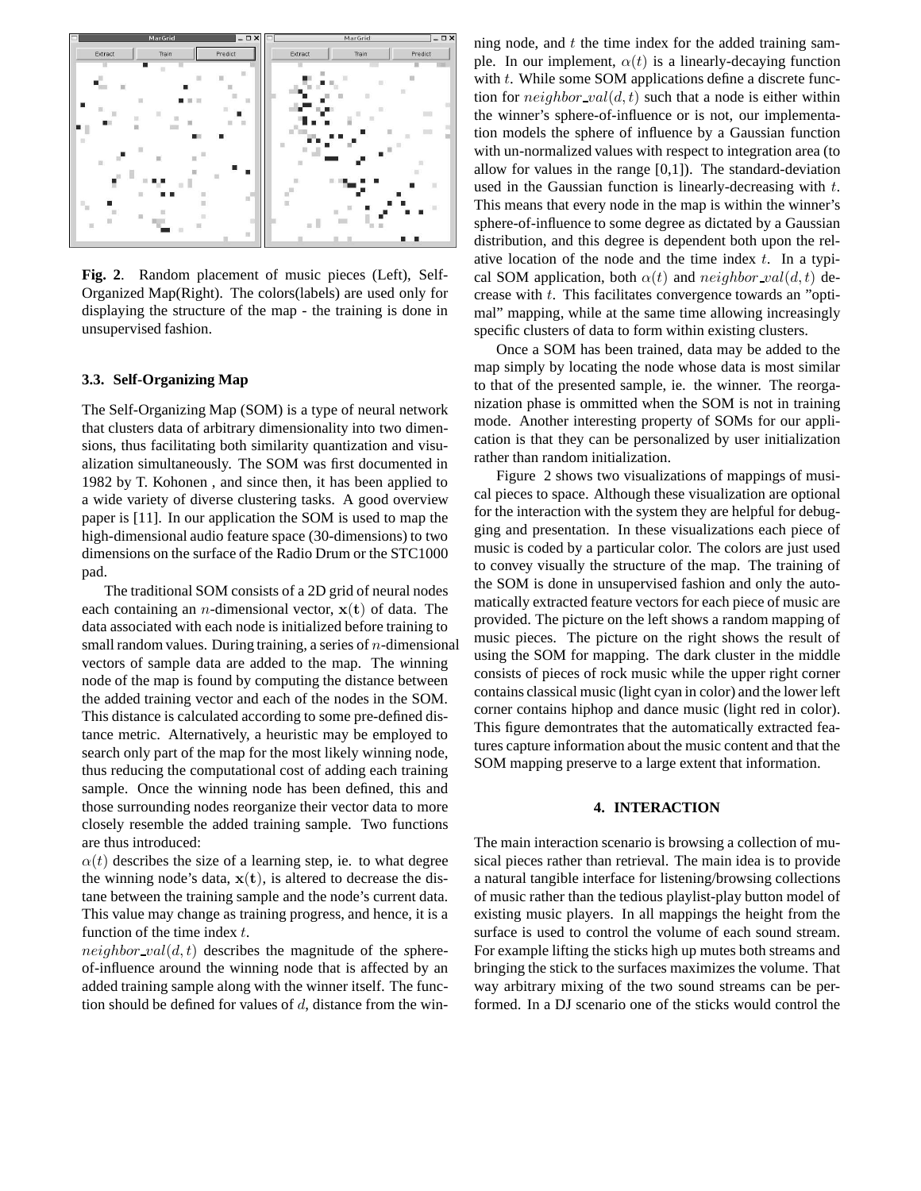**Fig. 2**. Random placement of music pieces (Left), Self-Organized Map(Right). The colors(labels) are used only for displaying the structure of the map - the training is done in unsupervised fashion.

### 3.3. Self-Organizing Map

The Self-Organizing Map (SOM) is a type of neural network that clusters data of arbitrary dimensionality into two dimensions, thus facilitating both similarity quantization and visualization simultaneously. The SOM was first documented in 1982 by T. Kohonen , and since then, it has been applied to a wide variety of diverse clustering tasks. A good overview paper is [11]. In our application the SOM is used to map the high-dimensional audio feature space (30-dimensions) to two dimensions on the surface of the Radio Drum or the STC1000 pad.

The traditional SOM consists of a 2D grid of neural nodes each containing an $n$-dimensional vector, $\mathbf{x(t)}$ of data. The data associated with each node is initialized before training to small random values. During training, a series of $n$-dimensional vectors of sample data are added to the map. The winning node of the map is found by computing the distance between the added training vector and each of the nodes in the SOM. This distance is calculated according to some pre-defined distance metric. Alternatively, a heuristic may be employed to search only part of the map for the most likely winning node, thus reducing the computational cost of adding each training sample. Once the winning node has been defined, this and those surrounding nodes reorganize their vector data to more closely resemble the added training sample. Two functions are thus introduced:

$\alpha(t)$ describes the size of a learning step, ie. to what degree the winning node's data, $\mathbf{x(t)}$, is altered to decrease the distane between the training sample and the node's current data. This value may change as training progress, and hence, it is a function of the time index $t$.

$neighbor\_val(d, t)$ describes the magnitude of the sphere-of-influence around the winning node that is affected by an added training sample along with the winner itself. The function should be defined for values of $d$, distance from the winning node, and $t$ the time index for the added training sample. In our implement, $\alpha(t)$ is a linearly-decaying function with $t$. While some SOM applications define a discrete function for $neighbor\_val(d, t)$ such that a node is either within the winner's sphere-of-influence or is not, our implementation models the sphere of influence by a Gaussian function with un-normalized values with respect to integration area (to allow for values in the range [0,1]). The standard-deviation used in the Gaussian function is linearly-decreasing with $t$. This means that every node in the map is within the winner's sphere-of-influence to some degree as dictated by a Gaussian distribution, and this degree is dependent both upon the relative location of the node and the time index $t$. In a typical SOM application, both $\alpha(t)$ and $neighbor\_val(d, t)$ decrease with $t$. This facilitates convergence towards an "optimal" mapping, while at the same time allowing increasingly specific clusters of data to form within existing clusters.

Once a SOM has been trained, data may be added to the map simply by locating the node whose data is most similar to that of the presented sample, ie. the winner. The reorganization phase is ommitted when the SOM is not in training mode. Another interesting property of SOMs for our application is that they can be personalized by user initialization rather than random initialization.

Figure 2 shows two visualizations of mappings of musical pieces to space. Although these visualization are optional for the interaction with the system they are helpful for debugging and presentation. In these visualizations each piece of music is coded by a particular color. The colors are just used to convey visually the structure of the map. The training of the SOM is done in unsupervised fashion and only the automatically extracted feature vectors for each piece of music are provided. The picture on the left shows a random mapping of music pieces. The picture on the right shows the result of using the SOM for mapping. The dark cluster in the middle consists of pieces of rock music while the upper right corner contains classical music (light cyan in color) and the lower left corner contains hiphop and dance music (light red in color). This figure demontrates that the automatically extracted features capture information about the music content and that the SOM mapping preserve to a large extent that information.

## 4. INTERACTION

The main interaction scenario is browsing a collection of musical pieces rather than retrieval. The main idea is to provide a natural tangible interface for listening/browsing collections of music rather than the tedious playlist-play button model of existing music players. In all mappings the height from the surface is used to control the volume of each sound stream. For example lifting the sticks high up mutes both streams and bringing the stick to the surfaces maximizes the volume. That way arbitrary mixing of the two sound streams can be performed. In a DJ scenario one of the sticks would control the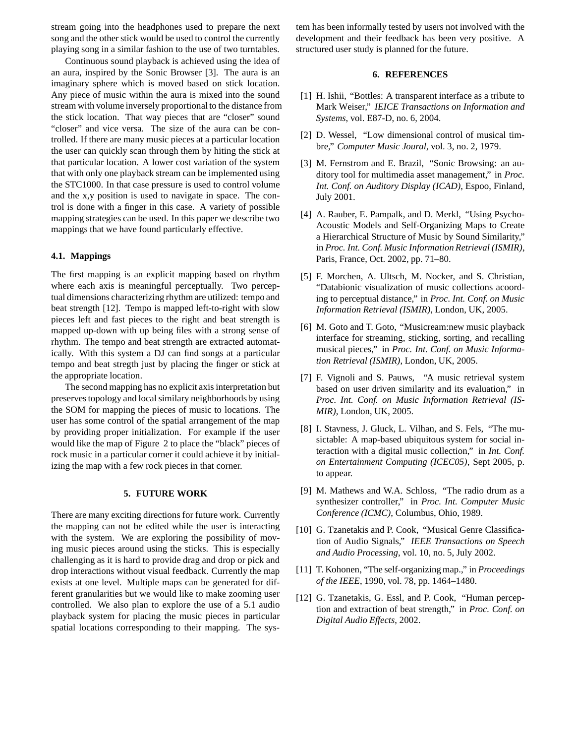stream going into the headphones used to prepare the next song and the other stick would be used to control the currently playing song in a similar fashion to the use of two turntables.

Continuous sound playback is achieved using the idea of an aura, inspired by the Sonic Browser [3]. The aura is an imaginary sphere which is moved based on stick location. Any piece of music within the aura is mixed into the sound stream with volume inversely proportional to the distance from the stick location. That way pieces that are "closer" sound "closer" and vice versa. The size of the aura can be controlled. If there are many music pieces at a particular location the user can quickly scan through them by hiting the stick at that particular location. A lower cost variation of the system that with only one playback stream can be implemented using the STC1000. In that case pressure is used to control volume and the x,y position is used to navigate in space. The control is done with a finger in this case. A variety of possible mapping strategies can be used. In this paper we describe two mappings that we have found particularly effective.

### 4.1. Mappings

The first mapping is an explicit mapping based on rhythm where each axis is meaningful perceptually. Two perceptual dimensions characterizing rhythm are utilized: tempo and beat strength [12]. Tempo is mapped left-to-right with slow pieces left and fast pieces to the right and beat strength is mapped up-down with up being files with a strong sense of rhythm. The tempo and beat strength are extracted automatically. With this system a DJ can find songs at a particular tempo and beat stregth just by placing the finger or stick at the appropriate location.

The second mapping has no explicit axis interpretation but preserves topology and local similary neighborhoods by using the SOM for mapping the pieces of music to locations. The user has some control of the spatial arrangement of the map by providing proper initialization. For example if the user would like the map of Figure 2 to place the "black" pieces of rock music in a particular corner it could achieve it by initializing the map with a few rock pieces in that corner.

## 5. FUTURE WORK

There are many exciting directions for future work. Currently the mapping can not be edited while the user is interacting with the system. We are exploring the possibility of moving music pieces around using the sticks. This is especially challenging as it is hard to provide drag and drop or pick and drop interactions without visual feedback. Currently the map exists at one level. Multiple maps can be generated for different granularities but we would like to make zooming user controlled. We also plan to explore the use of a 5.1 audio playback system for placing the music pieces in particular spatial locations corresponding to their mapping. The system has been informally tested by users not involved with the development and their feedback has been very positive. A structured user study is planned for the future.

## 6. REFERENCES

[1] H. Ishii, "Bottles: A transparent interface as a tribute to Mark Weiser," *IEICE Transactions on Information and Systems*, vol. E87-D, no. 6, 2004.

[2] D. Wessel, "Low dimensional control of musical timbre," *Computer Music Joural*, vol. 3, no. 2, 1979.

[3] M. Fernstrom and E. Brazil, "Sonic Browsing: an auditory tool for multimedia asset management," in *Proc. Int. Conf. on Auditory Display (ICAD)*, Espoo, Finland, July 2001.

[4] A. Rauber, E. Pampalk, and D. Merkl, "Using Psycho-Acoustic Models and Self-Organizing Maps to Create a Hierarchical Structure of Music by Sound Similarity," in *Proc. Int. Conf. Music Information Retrieval (ISMIR)*, Paris, France, Oct. 2002, pp. 71–80.

[5] F. Morchen, A. Ultsch, M. Nocker, and S. Christian, "Databionic visualization of music collections acoording to perceptual distance," in *Proc. Int. Conf. on Music Information Retrieval (ISMIR)*, London, UK, 2005.

[6] M. Goto and T. Goto, "Musicream:new music playback interface for streaming, sticking, sorting, and recalling musical pieces," in *Proc. Int. Conf. on Music Information Retrieval (ISMIR)*, London, UK, 2005.

[7] F. Vignoli and S. Pauws, "A music retrieval system based on user driven similarity and its evaluation," in *Proc. Int. Conf. on Music Information Retrieval (ISMIR)*, London, UK, 2005.

[8] I. Stavness, J. Gluck, L. Vilhan, and S. Fels, "The musictable: A map-based ubiquitous system for social interaction with a digital music collection," in *Int. Conf. on Entertainment Computing (ICEC05)*, Sept 2005, p. to appear.

[9] M. Mathews and W.A. Schloss, "The radio drum as a synthesizer controller," in *Proc. Int. Computer Music Conference (ICMC)*, Columbus, Ohio, 1989.

[10] G. Tzanetakis and P. Cook, "Musical Genre Classification of Audio Signals," *IEEE Transactions on Speech and Audio Processing*, vol. 10, no. 5, July 2002.

[11] T. Kohonen, "The self-organizing map.," in *Proceedings of the IEEE*, 1990, vol. 78, pp. 1464–1480.

[12] G. Tzanetakis, G. Essl, and P. Cook, "Human perception and extraction of beat strength," in *Proc. Conf. on Digital Audio Effects*, 2002.